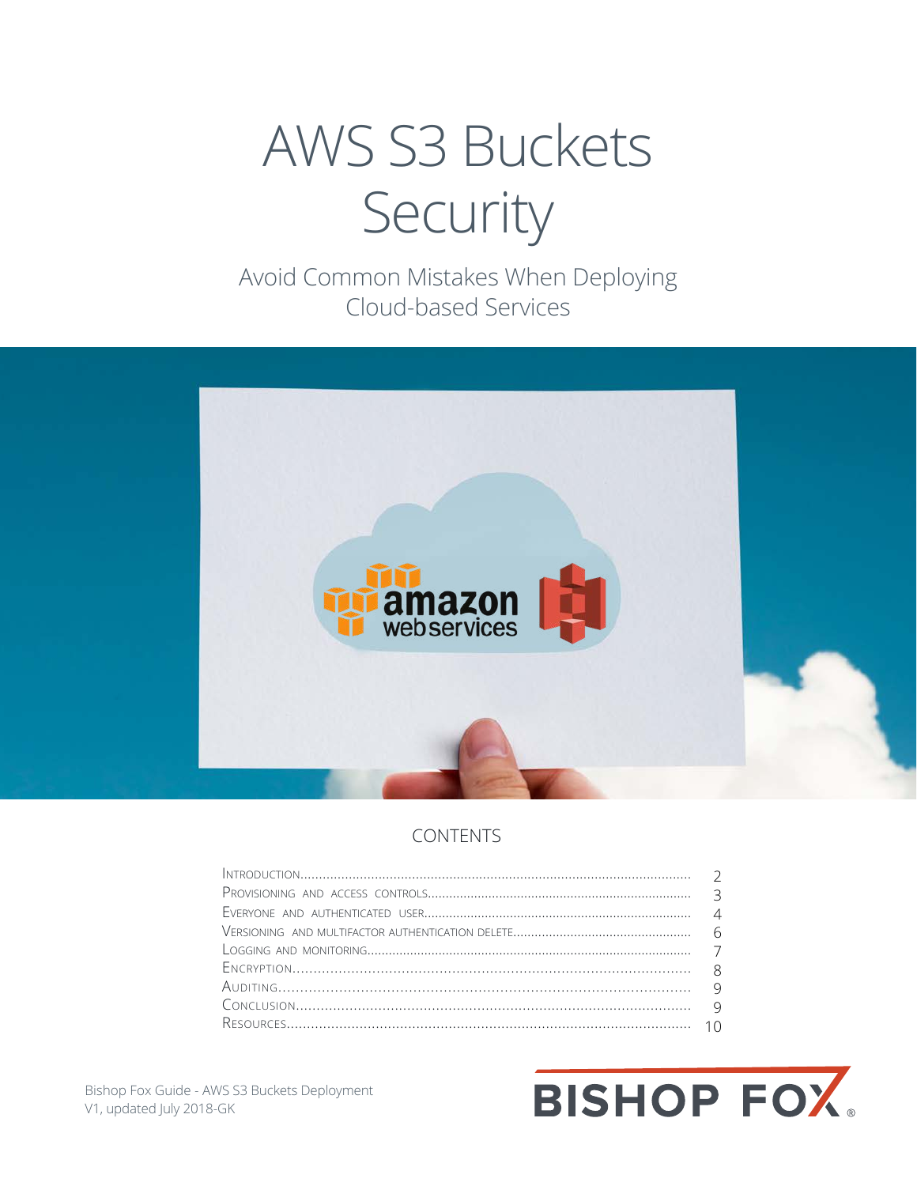# AWS S3 Buckets Security

## Avoid Common Mistakes When Deploying Cloud-based Services

### CONTENTS

| | |
|---|---|
| Introduction | 2 |
| Provisioning and access controls | 3 |
| Everyone and authenticated user | 4 |
| Versioning and multifactor authentication delete | 6 |
| Logging and monitoring | 7 |
| Encryption | 8 |
| Auditing | 9 |
| Conclusion | 9 |
| Resources | 10 |

Bishop Fox Guide - AWS S3 Buckets Deployment
V1, updated July 2018-GK

BISHOP FOX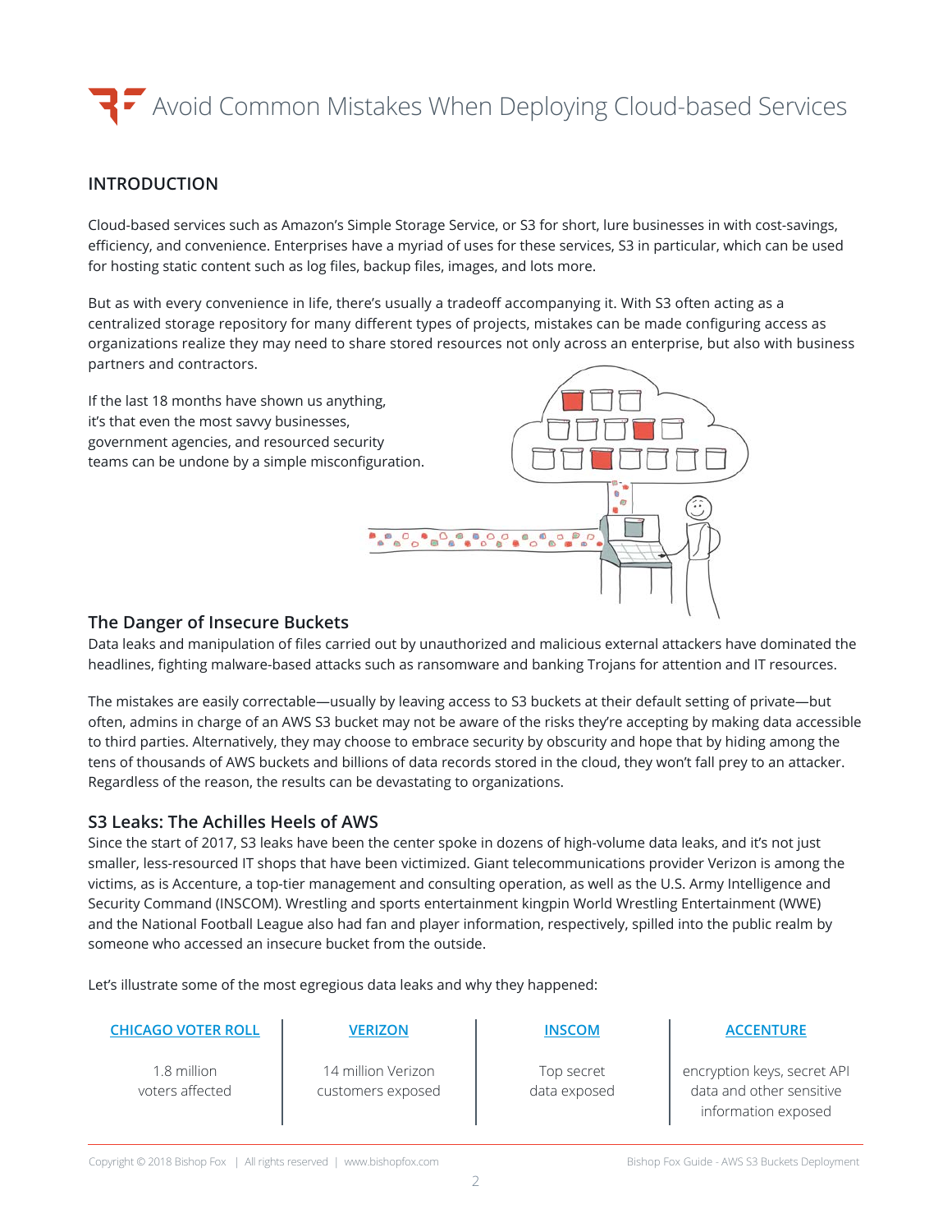# Avoid Common Mistakes When Deploying Cloud-based Services

## INTRODUCTION

Cloud-based services such as Amazon's Simple Storage Service, or S3 for short, lure businesses in with cost-savings, efficiency, and convenience. Enterprises have a myriad of uses for these services, S3 in particular, which can be used for hosting static content such as log files, backup files, images, and lots more.

But as with every convenience in life, there's usually a tradeoff accompanying it. With S3 often acting as a centralized storage repository for many different types of projects, mistakes can be made configuring access as organizations realize they may need to share stored resources not only across an enterprise, but also with business partners and contractors.

If the last 18 months have shown us anything, it's that even the most savvy businesses, government agencies, and resourced security teams can be undone by a simple misconfiguration.

### The Danger of Insecure Buckets

Data leaks and manipulation of files carried out by unauthorized and malicious external attackers have dominated the headlines, fighting malware-based attacks such as ransomware and banking Trojans for attention and IT resources.

The mistakes are easily correctable—usually by leaving access to S3 buckets at their default setting of private—but often, admins in charge of an AWS S3 bucket may not be aware of the risks they're accepting by making data accessible to third parties. Alternatively, they may choose to embrace security by obscurity and hope that by hiding among the tens of thousands of AWS buckets and billions of data records stored in the cloud, they won't fall prey to an attacker. Regardless of the reason, the results can be devastating to organizations.

### S3 Leaks: The Achilles Heels of AWS

Since the start of 2017, S3 leaks have been the center spoke in dozens of high-volume data leaks, and it's not just smaller, less-resourced IT shops that have been victimized. Giant telecommunications provider Verizon is among the victims, as is Accenture, a top-tier management and consulting operation, as well as the U.S. Army Intelligence and Security Command (INSCOM). Wrestling and sports entertainment kingpin World Wrestling Entertainment (WWE) and the National Football League also had fan and player information, respectively, spilled into the public realm by someone who accessed an insecure bucket from the outside.

Let's illustrate some of the most egregious data leaks and why they happened:

| CHICAGO VOTER ROLL | VERIZON | INSCOM | ACCENTURE |
|---|---|---|---|
| 1.8 million voters affected | 14 million Verizon customers exposed | Top secret data exposed | encryption keys, secret API data and other sensitive information exposed |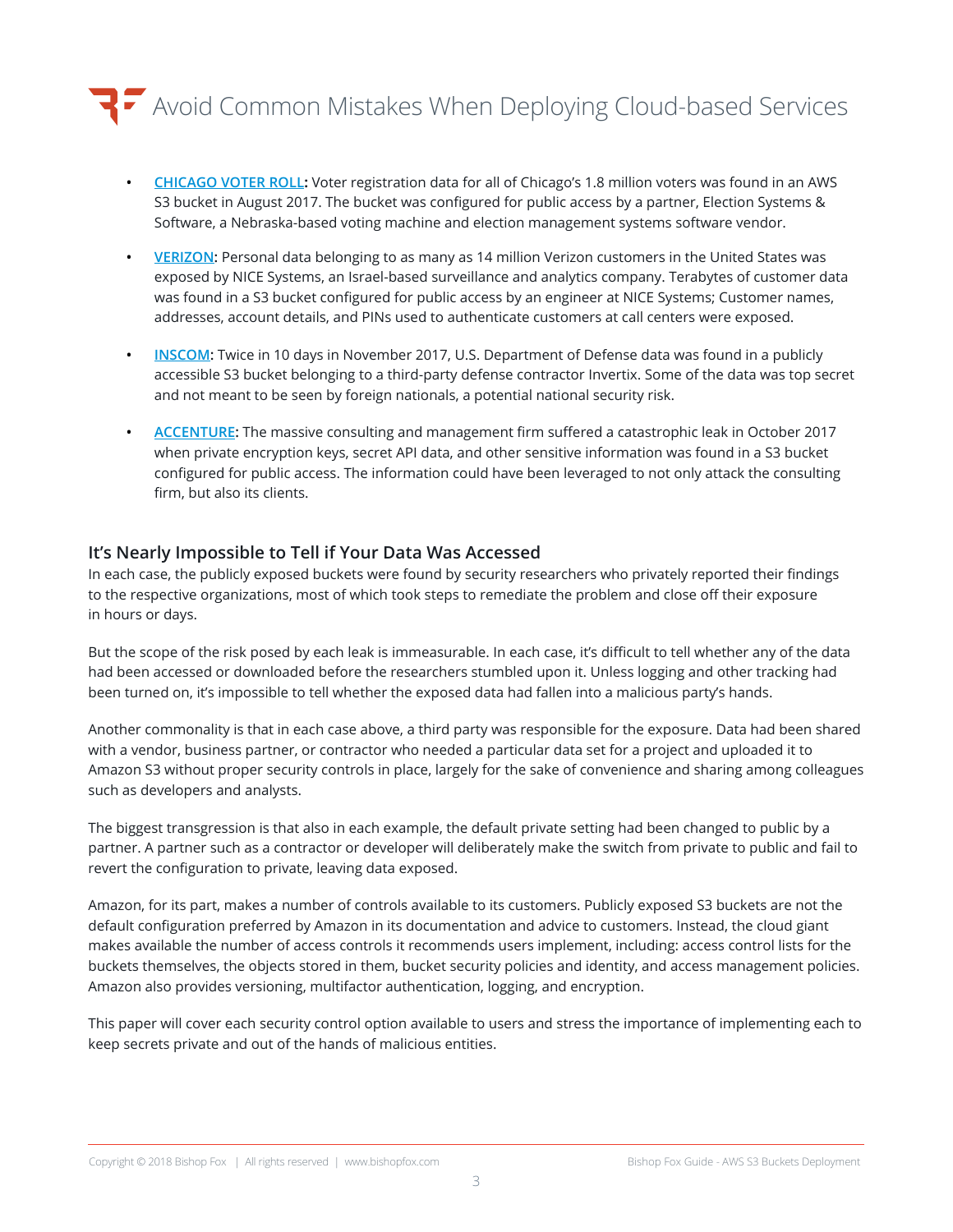- **CHICAGO VOTER ROLL:** Voter registration data for all of Chicago's 1.8 million voters was found in an AWS S3 bucket in August 2017. The bucket was configured for public access by a partner, Election Systems & Software, a Nebraska-based voting machine and election management systems software vendor.
- **VERIZON:** Personal data belonging to as many as 14 million Verizon customers in the United States was exposed by NICE Systems, an Israel-based surveillance and analytics company. Terabytes of customer data was found in a S3 bucket configured for public access by an engineer at NICE Systems; Customer names, addresses, account details, and PINs used to authenticate customers at call centers were exposed.
- **INSCOM:** Twice in 10 days in November 2017, U.S. Department of Defense data was found in a publicly accessible S3 bucket belonging to a third-party defense contractor Invertix. Some of the data was top secret and not meant to be seen by foreign nationals, a potential national security risk.
- **ACCENTURE:** The massive consulting and management firm suffered a catastrophic leak in October 2017 when private encryption keys, secret API data, and other sensitive information was found in a S3 bucket configured for public access. The information could have been leveraged to not only attack the consulting firm, but also its clients.

## It's Nearly Impossible to Tell if Your Data Was Accessed

In each case, the publicly exposed buckets were found by security researchers who privately reported their findings to the respective organizations, most of which took steps to remediate the problem and close off their exposure in hours or days.

But the scope of the risk posed by each leak is immeasurable. In each case, it's difficult to tell whether any of the data had been accessed or downloaded before the researchers stumbled upon it. Unless logging and other tracking had been turned on, it's impossible to tell whether the exposed data had fallen into a malicious party's hands.

Another commonality is that in each case above, a third party was responsible for the exposure. Data had been shared with a vendor, business partner, or contractor who needed a particular data set for a project and uploaded it to Amazon S3 without proper security controls in place, largely for the sake of convenience and sharing among colleagues such as developers and analysts.

The biggest transgression is that also in each example, the default private setting had been changed to public by a partner. A partner such as a contractor or developer will deliberately make the switch from private to public and fail to revert the configuration to private, leaving data exposed.

Amazon, for its part, makes a number of controls available to its customers. Publicly exposed S3 buckets are not the default configuration preferred by Amazon in its documentation and advice to customers. Instead, the cloud giant makes available the number of access controls it recommends users implement, including: access control lists for the buckets themselves, the objects stored in them, bucket security policies and identity, and access management policies. Amazon also provides versioning, multifactor authentication, logging, and encryption.

This paper will cover each security control option available to users and stress the importance of implementing each to keep secrets private and out of the hands of malicious entities.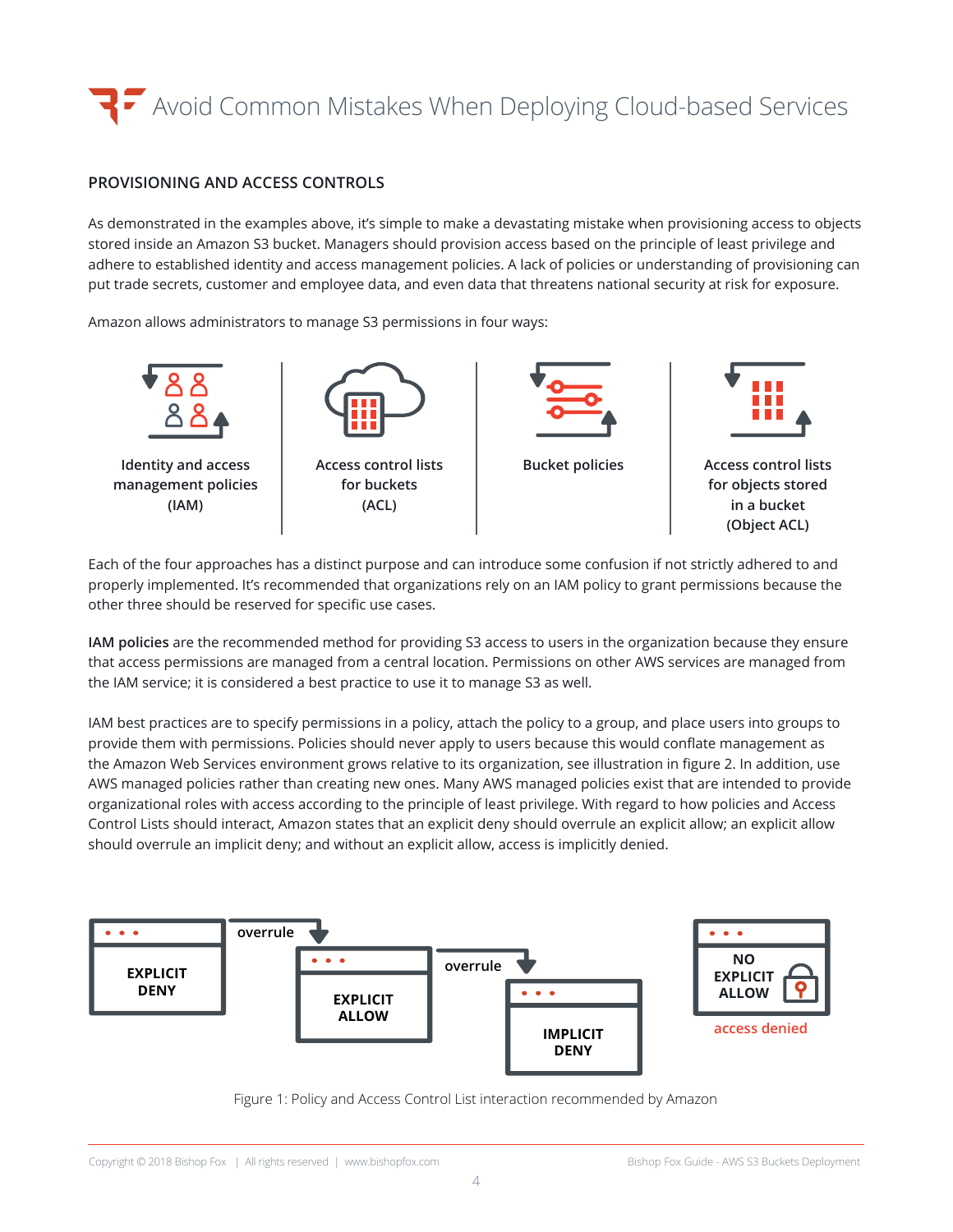## PROVISIONING AND ACCESS CONTROLS

As demonstrated in the examples above, it's simple to make a devastating mistake when provisioning access to objects stored inside an Amazon S3 bucket. Managers should provision access based on the principle of least privilege and adhere to established identity and access management policies. A lack of policies or understanding of provisioning can put trade secrets, customer and employee data, and even data that threatens national security at risk for exposure.

Amazon allows administrators to manage S3 permissions in four ways:

- Identity and access management policies (IAM)
- Access control lists for buckets (ACL)
- Bucket policies
- Access control lists for objects stored in a bucket (Object ACL)

Each of the four approaches has a distinct purpose and can introduce some confusion if not strictly adhered to and properly implemented. It's recommended that organizations rely on an IAM policy to grant permissions because the other three should be reserved for specific use cases.

**IAM policies** are the recommended method for providing S3 access to users in the organization because they ensure that access permissions are managed from a central location. Permissions on other AWS services are managed from the IAM service; it is considered a best practice to use it to manage S3 as well.

IAM best practices are to specify permissions in a policy, attach the policy to a group, and place users into groups to provide them with permissions. Policies should never apply to users because this would conflate management as the Amazon Web Services environment grows relative to its organization, see illustration in figure 2. In addition, use AWS managed policies rather than creating new ones. Many AWS managed policies exist that are intended to provide organizational roles with access according to the principle of least privilege. With regard to how policies and Access Control Lists should interact, Amazon states that an explicit deny should overrule an explicit allow; an explicit allow should overrule an implicit deny; and without an explicit allow, access is implicitly denied.

EXPLICIT DENY → overrule → EXPLICIT ALLOW → overrule → IMPLICIT DENY

NO EXPLICIT ALLOW → access denied

Figure 1: Policy and Access Control List interaction recommended by Amazon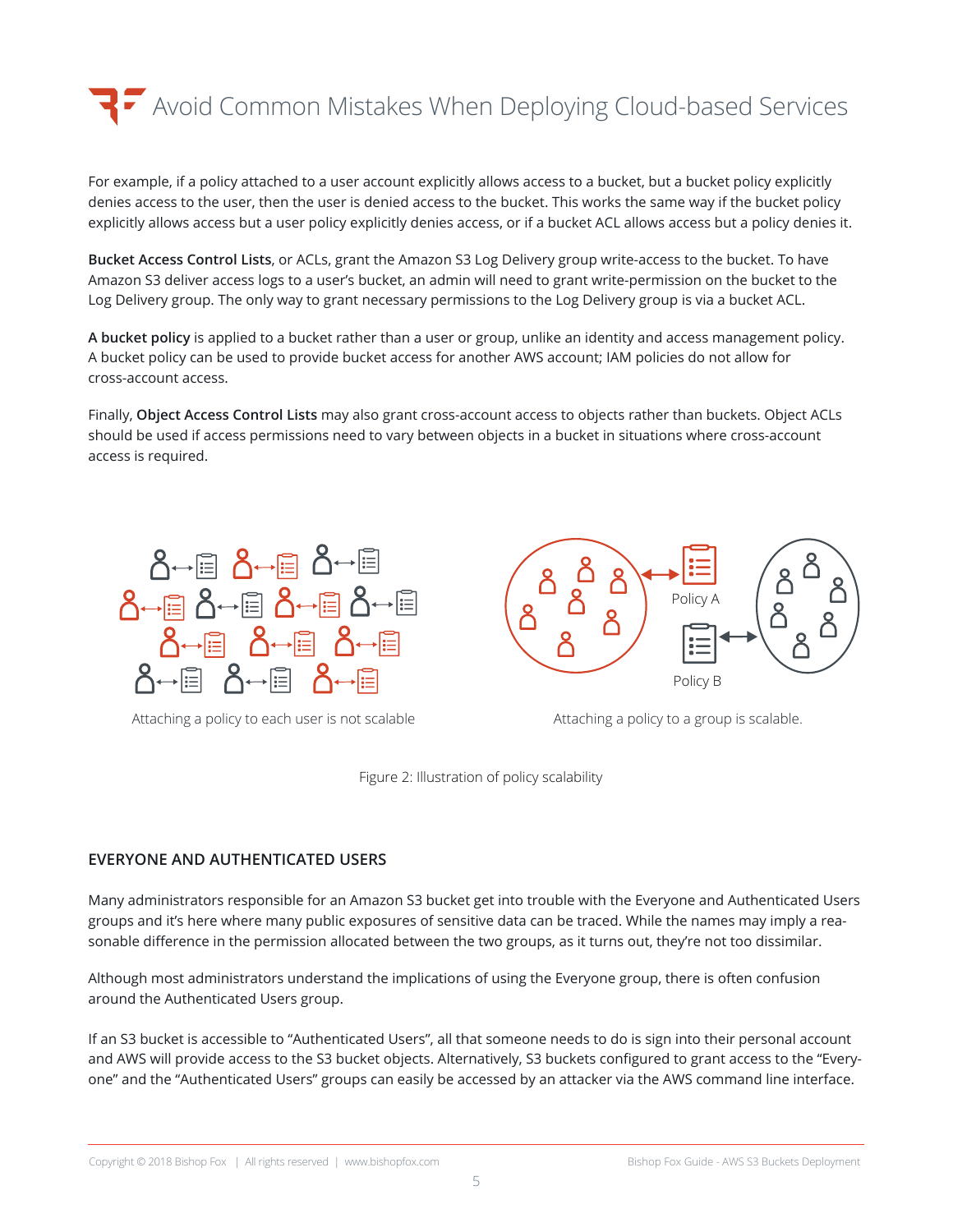For example, if a policy attached to a user account explicitly allows access to a bucket, but a bucket policy explicitly denies access to the user, then the user is denied access to the bucket. This works the same way if the bucket policy explicitly allows access but a user policy explicitly denies access, or if a bucket ACL allows access but a policy denies it.

**Bucket Access Control Lists**, or ACLs, grant the Amazon S3 Log Delivery group write-access to the bucket. To have Amazon S3 deliver access logs to a user's bucket, an admin will need to grant write-permission on the bucket to the Log Delivery group. The only way to grant necessary permissions to the Log Delivery group is via a bucket ACL.

**A bucket policy** is applied to a bucket rather than a user or group, unlike an identity and access management policy. A bucket policy can be used to provide bucket access for another AWS account; IAM policies do not allow for cross-account access.

Finally, **Object Access Control Lists** may also grant cross-account access to objects rather than buckets. Object ACLs should be used if access permissions need to vary between objects in a bucket in situations where cross-account access is required.

Attaching a policy to each user is not scalable

Policy A

Policy B

Attaching a policy to a group is scalable.

Figure 2: Illustration of policy scalability

## EVERYONE AND AUTHENTICATED USERS

Many administrators responsible for an Amazon S3 bucket get into trouble with the Everyone and Authenticated Users groups and it's here where many public exposures of sensitive data can be traced. While the names may imply a reasonable difference in the permission allocated between the two groups, as it turns out, they're not too dissimilar.

Although most administrators understand the implications of using the Everyone group, there is often confusion around the Authenticated Users group.

If an S3 bucket is accessible to "Authenticated Users", all that someone needs to do is sign into their personal account and AWS will provide access to the S3 bucket objects. Alternatively, S3 buckets configured to grant access to the "Everyone" and the "Authenticated Users" groups can easily be accessed by an attacker via the AWS command line interface.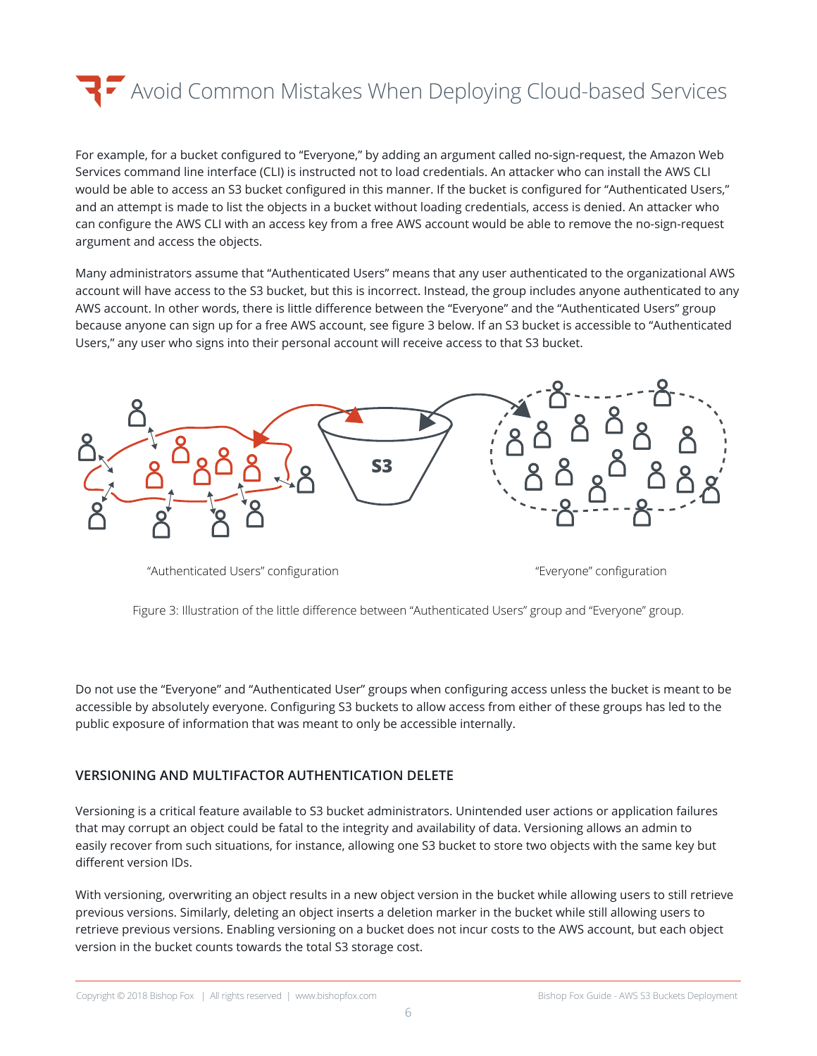For example, for a bucket configured to "Everyone," by adding an argument called no-sign-request, the Amazon Web Services command line interface (CLI) is instructed not to load credentials. An attacker who can install the AWS CLI would be able to access an S3 bucket configured in this manner. If the bucket is configured for "Authenticated Users," and an attempt is made to list the objects in a bucket without loading credentials, access is denied. An attacker who can configure the AWS CLI with an access key from a free AWS account would be able to remove the no-sign-request argument and access the objects.

Many administrators assume that "Authenticated Users" means that any user authenticated to the organizational AWS account will have access to the S3 bucket, but this is incorrect. Instead, the group includes anyone authenticated to any AWS account. In other words, there is little difference between the "Everyone" and the "Authenticated Users" group because anyone can sign up for a free AWS account, see figure 3 below. If an S3 bucket is accessible to "Authenticated Users," any user who signs into their personal account will receive access to that S3 bucket.

"Authenticated Users" configuration

"Everyone" configuration

Figure 3: Illustration of the little difference between "Authenticated Users" group and "Everyone" group.

Do not use the "Everyone" and "Authenticated User" groups when configuring access unless the bucket is meant to be accessible by absolutely everyone. Configuring S3 buckets to allow access from either of these groups has led to the public exposure of information that was meant to only be accessible internally.

### VERSIONING AND MULTIFACTOR AUTHENTICATION DELETE

Versioning is a critical feature available to S3 bucket administrators. Unintended user actions or application failures that may corrupt an object could be fatal to the integrity and availability of data. Versioning allows an admin to easily recover from such situations, for instance, allowing one S3 bucket to store two objects with the same key but different version IDs.

With versioning, overwriting an object results in a new object version in the bucket while allowing users to still retrieve previous versions. Similarly, deleting an object inserts a deletion marker in the bucket while still allowing users to retrieve previous versions. Enabling versioning on a bucket does not incur costs to the AWS account, but each object version in the bucket counts towards the total S3 storage cost.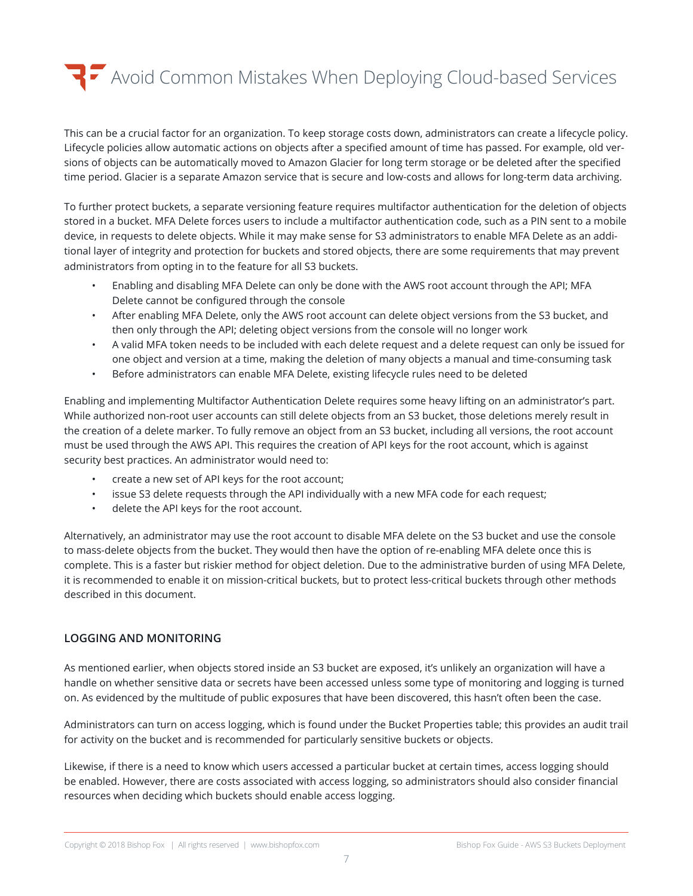This can be a crucial factor for an organization. To keep storage costs down, administrators can create a lifecycle policy. Lifecycle policies allow automatic actions on objects after a specified amount of time has passed. For example, old versions of objects can be automatically moved to Amazon Glacier for long term storage or be deleted after the specified time period. Glacier is a separate Amazon service that is secure and low-costs and allows for long-term data archiving.

To further protect buckets, a separate versioning feature requires multifactor authentication for the deletion of objects stored in a bucket. MFA Delete forces users to include a multifactor authentication code, such as a PIN sent to a mobile device, in requests to delete objects. While it may make sense for S3 administrators to enable MFA Delete as an additional layer of integrity and protection for buckets and stored objects, there are some requirements that may prevent administrators from opting in to the feature for all S3 buckets.

- Enabling and disabling MFA Delete can only be done with the AWS root account through the API; MFA Delete cannot be configured through the console
- After enabling MFA Delete, only the AWS root account can delete object versions from the S3 bucket, and then only through the API; deleting object versions from the console will no longer work
- A valid MFA token needs to be included with each delete request and a delete request can only be issued for one object and version at a time, making the deletion of many objects a manual and time-consuming task
- Before administrators can enable MFA Delete, existing lifecycle rules need to be deleted

Enabling and implementing Multifactor Authentication Delete requires some heavy lifting on an administrator's part. While authorized non-root user accounts can still delete objects from an S3 bucket, those deletions merely result in the creation of a delete marker. To fully remove an object from an S3 bucket, including all versions, the root account must be used through the AWS API. This requires the creation of API keys for the root account, which is against security best practices. An administrator would need to:

- create a new set of API keys for the root account;
- issue S3 delete requests through the API individually with a new MFA code for each request;
- delete the API keys for the root account.

Alternatively, an administrator may use the root account to disable MFA delete on the S3 bucket and use the console to mass-delete objects from the bucket. They would then have the option of re-enabling MFA delete once this is complete. This is a faster but riskier method for object deletion. Due to the administrative burden of using MFA Delete, it is recommended to enable it on mission-critical buckets, but to protect less-critical buckets through other methods described in this document.

## LOGGING AND MONITORING

As mentioned earlier, when objects stored inside an S3 bucket are exposed, it's unlikely an organization will have a handle on whether sensitive data or secrets have been accessed unless some type of monitoring and logging is turned on. As evidenced by the multitude of public exposures that have been discovered, this hasn't often been the case.

Administrators can turn on access logging, which is found under the Bucket Properties table; this provides an audit trail for activity on the bucket and is recommended for particularly sensitive buckets or objects.

Likewise, if there is a need to know which users accessed a particular bucket at certain times, access logging should be enabled. However, there are costs associated with access logging, so administrators should also consider financial resources when deciding which buckets should enable access logging.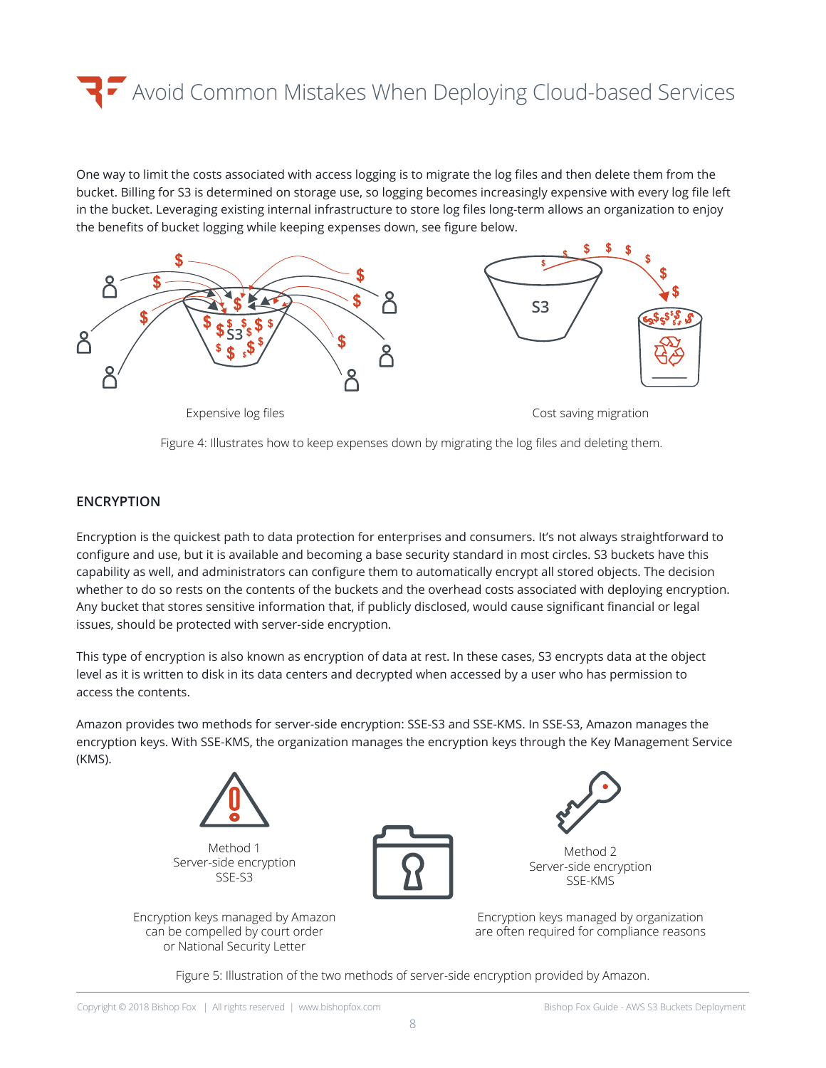One way to limit the costs associated with access logging is to migrate the log files and then delete them from the bucket. Billing for S3 is determined on storage use, so logging becomes increasingly expensive with every log file left in the bucket. Leveraging existing internal infrastructure to store log files long-term allows an organization to enjoy the benefits of bucket logging while keeping expenses down, see figure below.

Expensive log files

Cost saving migration

Figure 4: Illustrates how to keep expenses down by migrating the log files and deleting them.

## ENCRYPTION

Encryption is the quickest path to data protection for enterprises and consumers. It's not always straightforward to configure and use, but it is available and becoming a base security standard in most circles. S3 buckets have this capability as well, and administrators can configure them to automatically encrypt all stored objects. The decision whether to do so rests on the contents of the buckets and the overhead costs associated with deploying encryption. Any bucket that stores sensitive information that, if publicly disclosed, would cause significant financial or legal issues, should be protected with server-side encryption.

This type of encryption is also known as encryption of data at rest. In these cases, S3 encrypts data at the object level as it is written to disk in its data centers and decrypted when accessed by a user who has permission to access the contents.

Amazon provides two methods for server-side encryption: SSE-S3 and SSE-KMS. In SSE-S3, Amazon manages the encryption keys. With SSE-KMS, the organization manages the encryption keys through the Key Management Service (KMS).

Method 1
Server-side encryption
SSE-S3

Encryption keys managed by Amazon can be compelled by court order or National Security Letter

Method 2
Server-side encryption
SSE-KMS

Encryption keys managed by organization are often required for compliance reasons

Figure 5: Illustration of the two methods of server-side encryption provided by Amazon.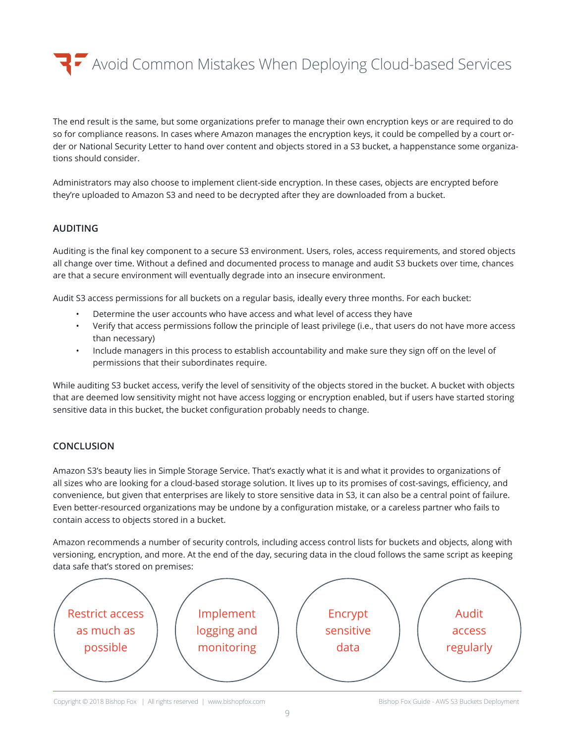The end result is the same, but some organizations prefer to manage their own encryption keys or are required to do so for compliance reasons. In cases where Amazon manages the encryption keys, it could be compelled by a court order or National Security Letter to hand over content and objects stored in a S3 bucket, a happenstance some organizations should consider.

Administrators may also choose to implement client-side encryption. In these cases, objects are encrypted before they're uploaded to Amazon S3 and need to be decrypted after they are downloaded from a bucket.

## AUDITING

Auditing is the final key component to a secure S3 environment. Users, roles, access requirements, and stored objects all change over time. Without a defined and documented process to manage and audit S3 buckets over time, chances are that a secure environment will eventually degrade into an insecure environment.

Audit S3 access permissions for all buckets on a regular basis, ideally every three months. For each bucket:

- Determine the user accounts who have access and what level of access they have
- Verify that access permissions follow the principle of least privilege (i.e., that users do not have more access than necessary)
- Include managers in this process to establish accountability and make sure they sign off on the level of permissions that their subordinates require.

While auditing S3 bucket access, verify the level of sensitivity of the objects stored in the bucket. A bucket with objects that are deemed low sensitivity might not have access logging or encryption enabled, but if users have started storing sensitive data in this bucket, the bucket configuration probably needs to change.

## CONCLUSION

Amazon S3's beauty lies in Simple Storage Service. That's exactly what it is and what it provides to organizations of all sizes who are looking for a cloud-based storage solution. It lives up to its promises of cost-savings, efficiency, and convenience, but given that enterprises are likely to store sensitive data in S3, it can also be a central point of failure. Even better-resourced organizations may be undone by a configuration mistake, or a careless partner who fails to contain access to objects stored in a bucket.

Amazon recommends a number of security controls, including access control lists for buckets and objects, along with versioning, encryption, and more. At the end of the day, securing data in the cloud follows the same script as keeping data safe that's stored on premises:

- Restrict access as much as possible
- Implement logging and monitoring
- Encrypt sensitive data
- Audit access regularly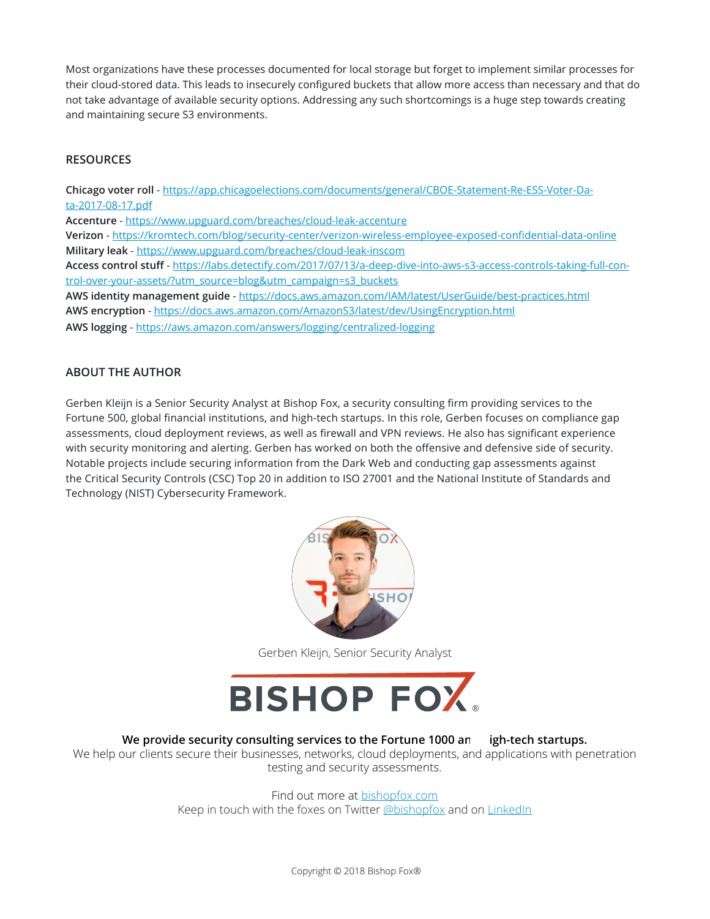Most organizations have these processes documented for local storage but forget to implement similar processes for their cloud-stored data. This leads to insecurely configured buckets that allow more access than necessary and that do not take advantage of available security options. Addressing any such shortcomings is a huge step towards creating and maintaining secure S3 environments.

## RESOURCES

**Chicago voter roll** - https://app.chicagoelections.com/documents/general/CBOE-Statement-Re-ESS-Voter-Data-2017-08-17.pdf
**Accenture** - https://www.upguard.com/breaches/cloud-leak-accenture
**Verizon** - https://kromtech.com/blog/security-center/verizon-wireless-employee-exposed-confidential-data-online
**Military leak** - https://www.upguard.com/breaches/cloud-leak-inscom
**Access control stuff** - https://labs.detectify.com/2017/07/13/a-deep-dive-into-aws-s3-access-controls-taking-full-control-over-your-assets/?utm_source=blog&utm_campaign=s3_buckets
**AWS identity management guide** - https://docs.aws.amazon.com/IAM/latest/UserGuide/best-practices.html
**AWS encryption** - https://docs.aws.amazon.com/AmazonS3/latest/dev/UsingEncryption.html
**AWS logging** - https://aws.amazon.com/answers/logging/centralized-logging

## ABOUT THE AUTHOR

Gerben Kleijn is a Senior Security Analyst at Bishop Fox, a security consulting firm providing services to the Fortune 500, global financial institutions, and high-tech startups. In this role, Gerben focuses on compliance gap assessments, cloud deployment reviews, as well as firewall and VPN reviews. He also has significant experience with security monitoring and alerting. Gerben has worked on both the offensive and defensive side of security. Notable projects include securing information from the Dark Web and conducting gap assessments against the Critical Security Controls (CSC) Top 20 in addition to ISO 27001 and the National Institute of Standards and Technology (NIST) Cybersecurity Framework.

Gerben Kleijn, Senior Security Analyst

BISHOP FOX®

**We provide security consulting services to the Fortune 1000 and high-tech startups.**
We help our clients secure their businesses, networks, cloud deployments, and applications with penetration testing and security assessments.

Find out more at bishopfox.com
Keep in touch with the foxes on Twitter @bishopfox and on LinkedIn

Copyright © 2018 Bishop Fox®